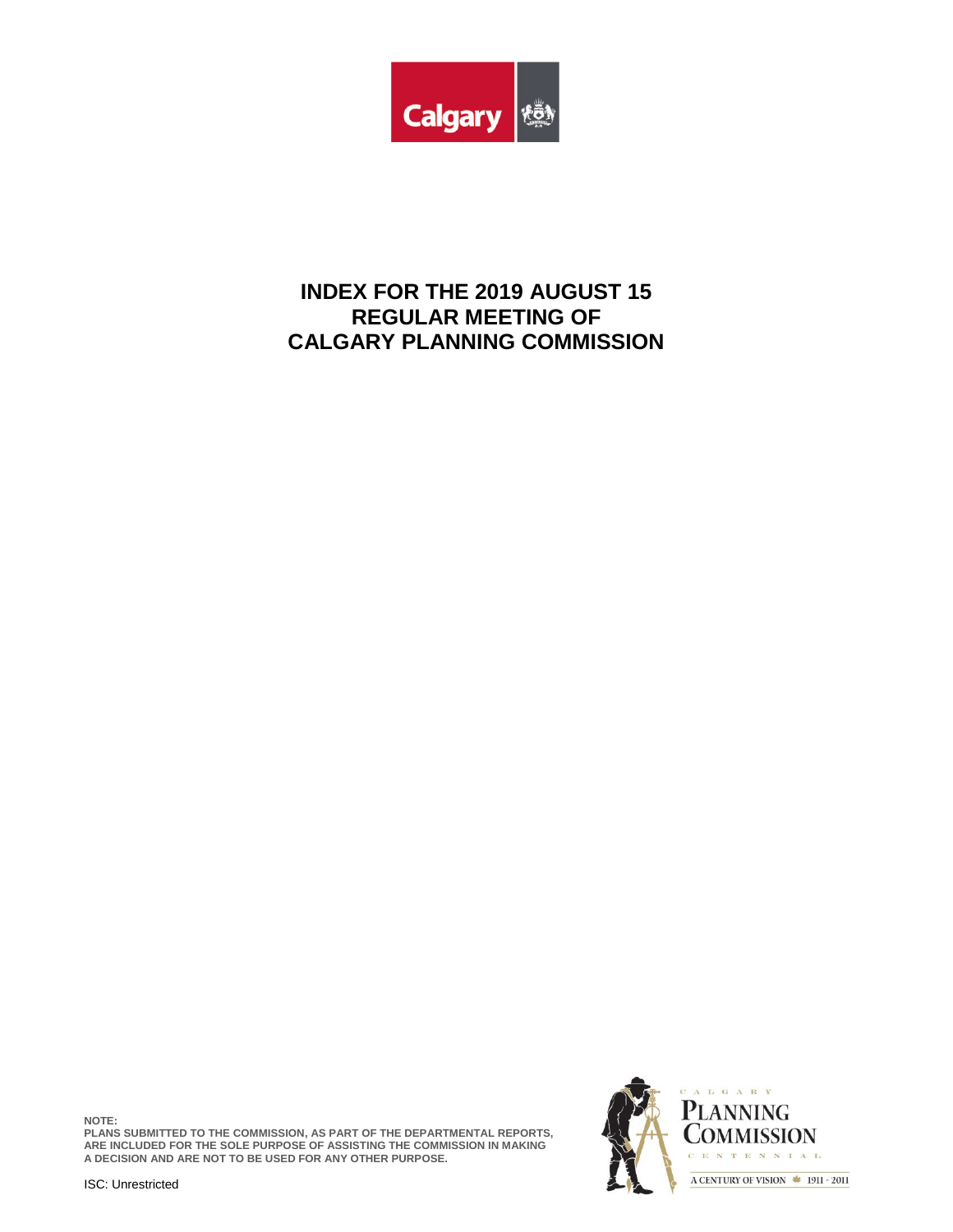# INDEX FOR THE 2019 AUGUST 15 REGULAR MEETING OF CALGARY PLANNING COMMISSION

**NOTE:**
**PLANS SUBMITTED TO THE COMMISSION, AS PART OF THE DEPARTMENTAL REPORTS, ARE INCLUDED FOR THE SOLE PURPOSE OF ASSISTING THE COMMISSION IN MAKING A DECISION AND ARE NOT TO BE USED FOR ANY OTHER PURPOSE.**

ISC: Unrestricted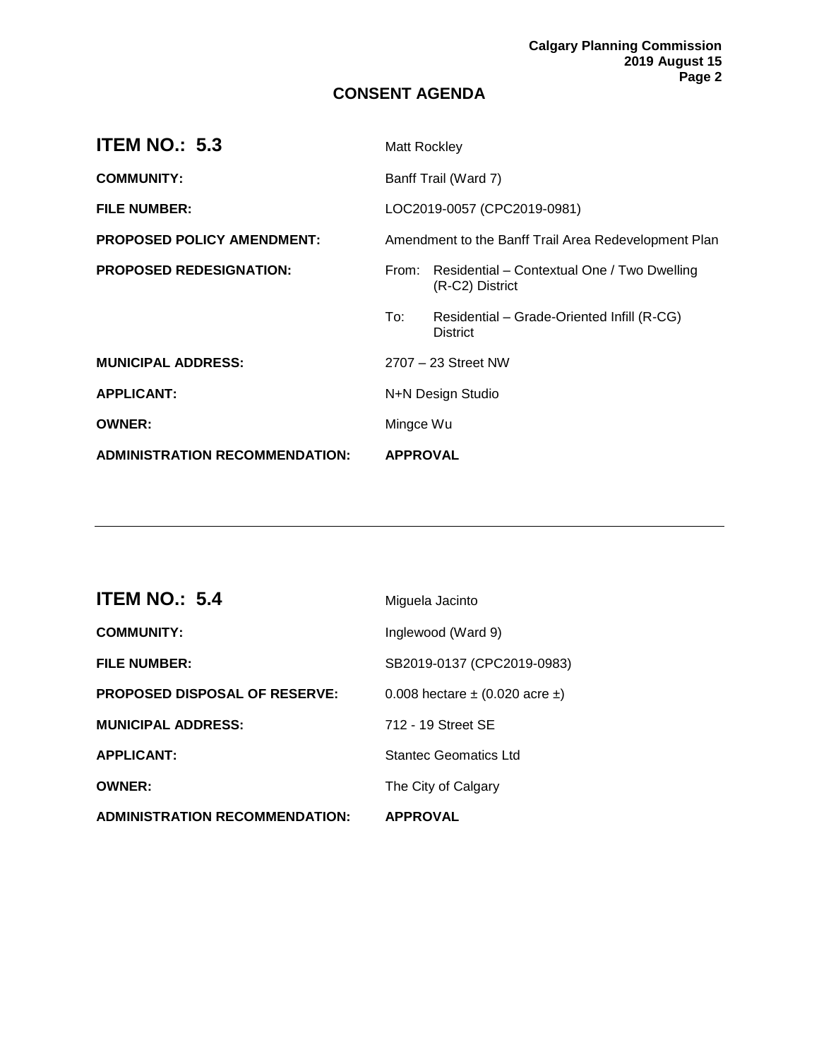## CONSENT AGENDA

| **ITEM NO.: 5.3** | Matt Rockley |
| --- | --- |
| **COMMUNITY:** | Banff Trail (Ward 7) |
| **FILE NUMBER:** | LOC2019-0057 (CPC2019-0981) |
| **PROPOSED POLICY AMENDMENT:** | Amendment to the Banff Trail Area Redevelopment Plan |
| **PROPOSED REDESIGNATION:** | From: Residential – Contextual One / Two Dwelling (R-C2) District |
| | To: Residential – Grade-Oriented Infill (R-CG) District |
| **MUNICIPAL ADDRESS:** | 2707 – 23 Street NW |
| **APPLICANT:** | N+N Design Studio |
| **OWNER:** | Mingce Wu |
| **ADMINISTRATION RECOMMENDATION:** | **APPROVAL** |

---

| **ITEM NO.: 5.4** | Miguela Jacinto |
| --- | --- |
| **COMMUNITY:** | Inglewood (Ward 9) |
| **FILE NUMBER:** | SB2019-0137 (CPC2019-0983) |
| **PROPOSED DISPOSAL OF RESERVE:** | 0.008 hectare ± (0.020 acre ±) |
| **MUNICIPAL ADDRESS:** | 712 - 19 Street SE |
| **APPLICANT:** | Stantec Geomatics Ltd |
| **OWNER:** | The City of Calgary |
| **ADMINISTRATION RECOMMENDATION:** | **APPROVAL** |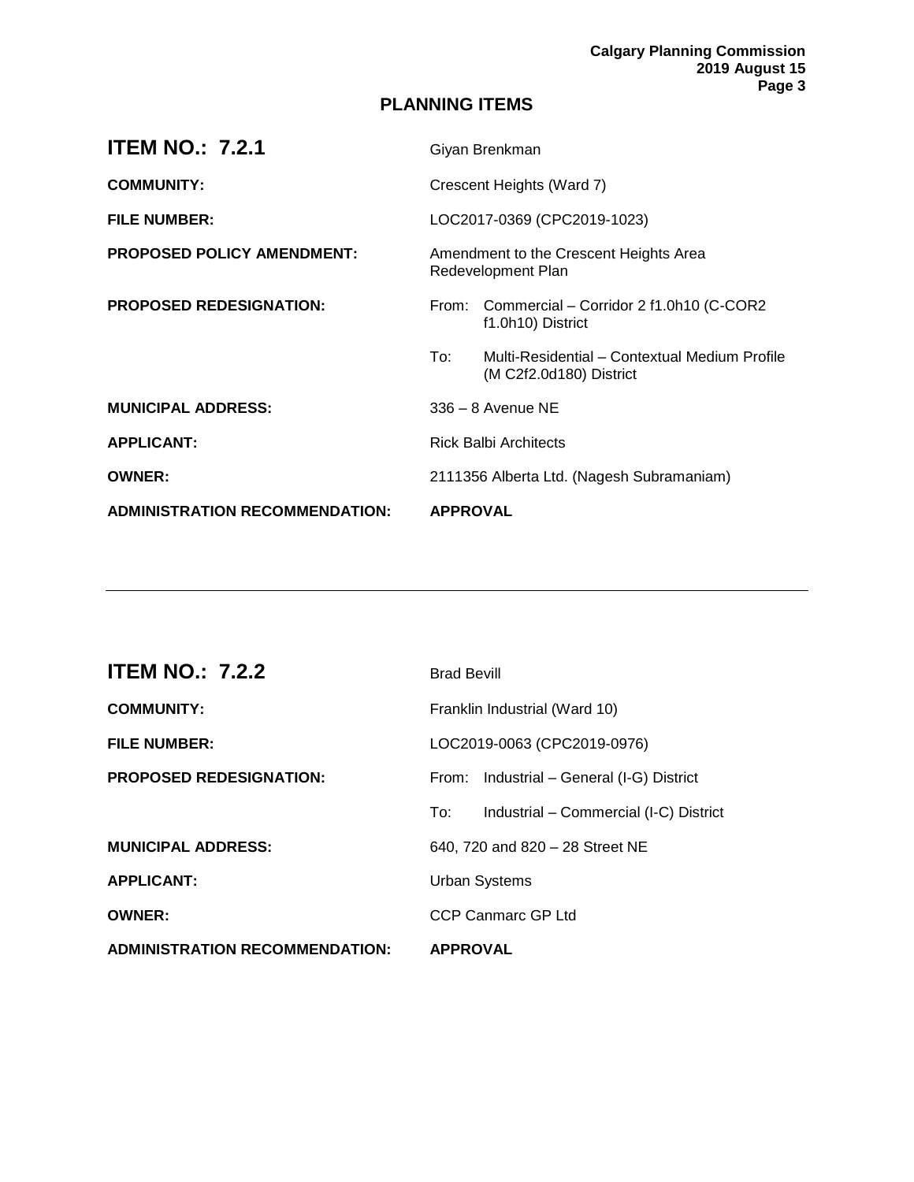## PLANNING ITEMS

| **ITEM NO.: 7.2.1** | Giyan Brenkman |
| --- | --- |
| **COMMUNITY:** | Crescent Heights (Ward 7) |
| **FILE NUMBER:** | LOC2017-0369 (CPC2019-1023) |
| **PROPOSED POLICY AMENDMENT:** | Amendment to the Crescent Heights Area Redevelopment Plan |
| **PROPOSED REDESIGNATION:** | From: Commercial – Corridor 2 f1.0h10 (C-COR2 f1.0h10) District |
| | To: Multi-Residential – Contextual Medium Profile (M C2f2.0d180) District |
| **MUNICIPAL ADDRESS:** | 336 – 8 Avenue NE |
| **APPLICANT:** | Rick Balbi Architects |
| **OWNER:** | 2111356 Alberta Ltd. (Nagesh Subramaniam) |
| **ADMINISTRATION RECOMMENDATION:** | **APPROVAL** |

---

| **ITEM NO.: 7.2.2** | Brad Bevill |
| --- | --- |
| **COMMUNITY:** | Franklin Industrial (Ward 10) |
| **FILE NUMBER:** | LOC2019-0063 (CPC2019-0976) |
| **PROPOSED REDESIGNATION:** | From: Industrial – General (I-G) District |
| | To: Industrial – Commercial (I-C) District |
| **MUNICIPAL ADDRESS:** | 640, 720 and 820 – 28 Street NE |
| **APPLICANT:** | Urban Systems |
| **OWNER:** | CCP Canmarc GP Ltd |
| **ADMINISTRATION RECOMMENDATION:** | **APPROVAL** |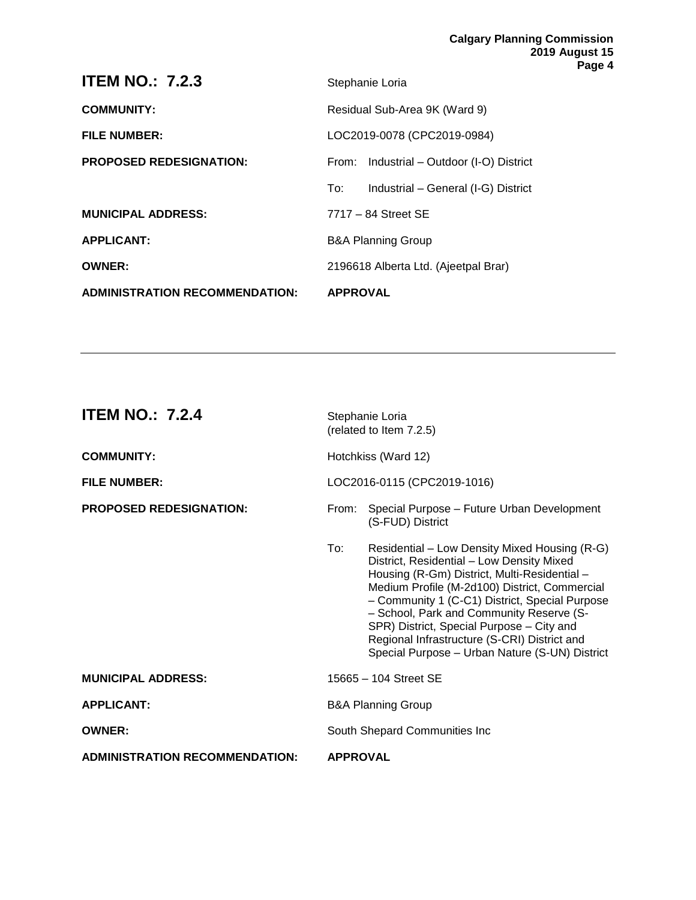## ITEM NO.: 7.2.3

Stephanie Loria

| | |
|---|---|
| **COMMUNITY:** | Residual Sub-Area 9K (Ward 9) |
| **FILE NUMBER:** | LOC2019-0078 (CPC2019-0984) |
| **PROPOSED REDESIGNATION:** | From: Industrial – Outdoor (I-O) District |
| | To: Industrial – General (I-G) District |
| **MUNICIPAL ADDRESS:** | 7717 – 84 Street SE |
| **APPLICANT:** | B&A Planning Group |
| **OWNER:** | 2196618 Alberta Ltd. (Ajeetpal Brar) |
| **ADMINISTRATION RECOMMENDATION:** | **APPROVAL** |

---

## ITEM NO.: 7.2.4

Stephanie Loria
(related to Item 7.2.5)

| | |
|---|---|
| **COMMUNITY:** | Hotchkiss (Ward 12) |
| **FILE NUMBER:** | LOC2016-0115 (CPC2019-1016) |
| **PROPOSED REDESIGNATION:** | From: Special Purpose – Future Urban Development (S-FUD) District |
| | To: Residential – Low Density Mixed Housing (R-G) District, Residential – Low Density Mixed Housing (R-Gm) District, Multi-Residential – Medium Profile (M-2d100) District, Commercial – Community 1 (C-C1) District, Special Purpose – School, Park and Community Reserve (S-SPR) District, Special Purpose – City and Regional Infrastructure (S-CRI) District and Special Purpose – Urban Nature (S-UN) District |
| **MUNICIPAL ADDRESS:** | 15665 – 104 Street SE |
| **APPLICANT:** | B&A Planning Group |
| **OWNER:** | South Shepard Communities Inc |
| **ADMINISTRATION RECOMMENDATION:** | **APPROVAL** |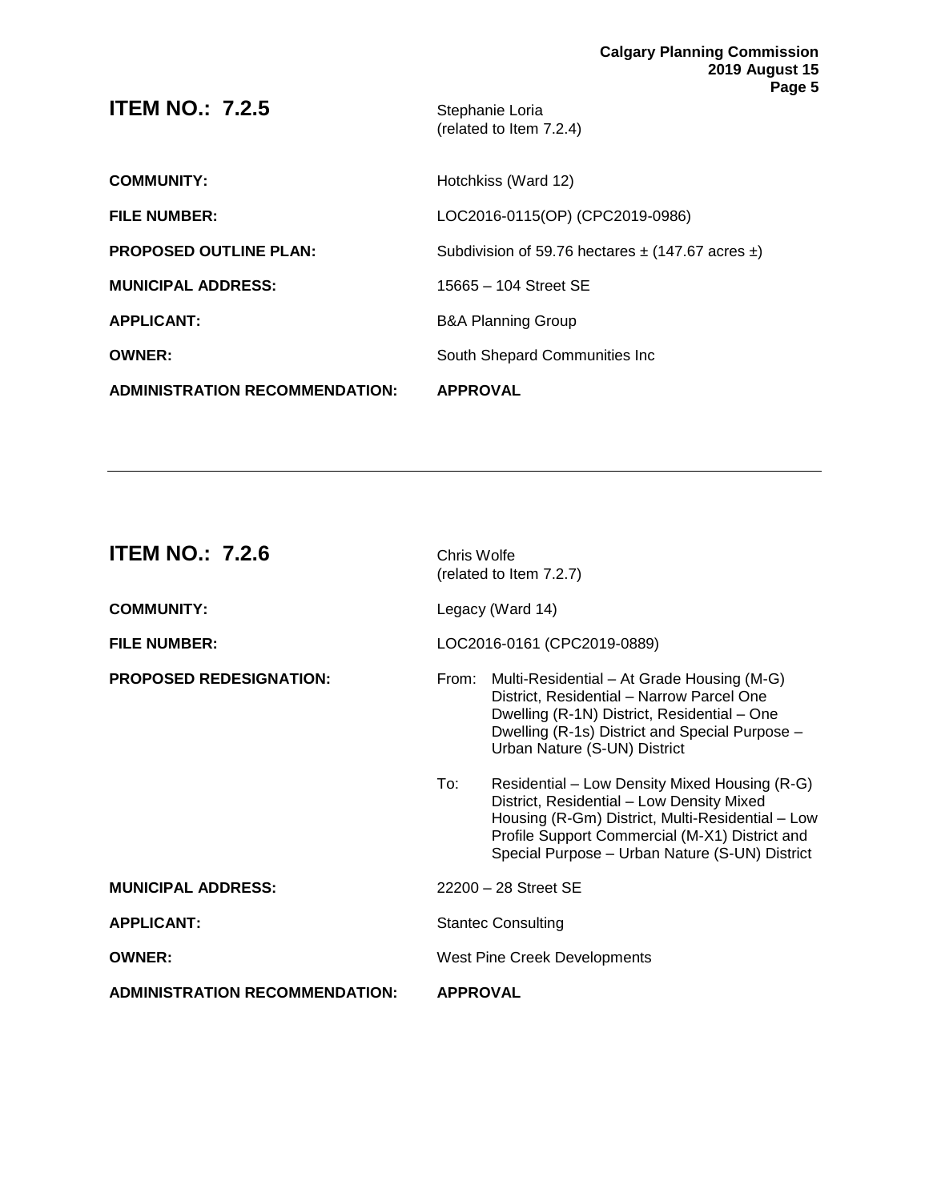## ITEM NO.: 7.2.5

Stephanie Loria
(related to Item 7.2.4)

**COMMUNITY:** Hotchkiss (Ward 12)

**FILE NUMBER:** LOC2016-0115(OP) (CPC2019-0986)

**PROPOSED OUTLINE PLAN:** Subdivision of 59.76 hectares ± (147.67 acres ±)

**MUNICIPAL ADDRESS:** 15665 – 104 Street SE

**APPLICANT:** B&A Planning Group

**OWNER:** South Shepard Communities Inc

**ADMINISTRATION RECOMMENDATION:** **APPROVAL**

---

## ITEM NO.: 7.2.6

Chris Wolfe
(related to Item 7.2.7)

**COMMUNITY:** Legacy (Ward 14)

**FILE NUMBER:** LOC2016-0161 (CPC2019-0889)

**PROPOSED REDESIGNATION:**

From: Multi-Residential – At Grade Housing (M-G) District, Residential – Narrow Parcel One Dwelling (R-1N) District, Residential – One Dwelling (R-1s) District and Special Purpose – Urban Nature (S-UN) District

To: Residential – Low Density Mixed Housing (R-G) District, Residential – Low Density Mixed Housing (R-Gm) District, Multi-Residential – Low Profile Support Commercial (M-X1) District and Special Purpose – Urban Nature (S-UN) District

**MUNICIPAL ADDRESS:** 22200 – 28 Street SE

**APPLICANT:** Stantec Consulting

**OWNER:** West Pine Creek Developments

**ADMINISTRATION RECOMMENDATION:** **APPROVAL**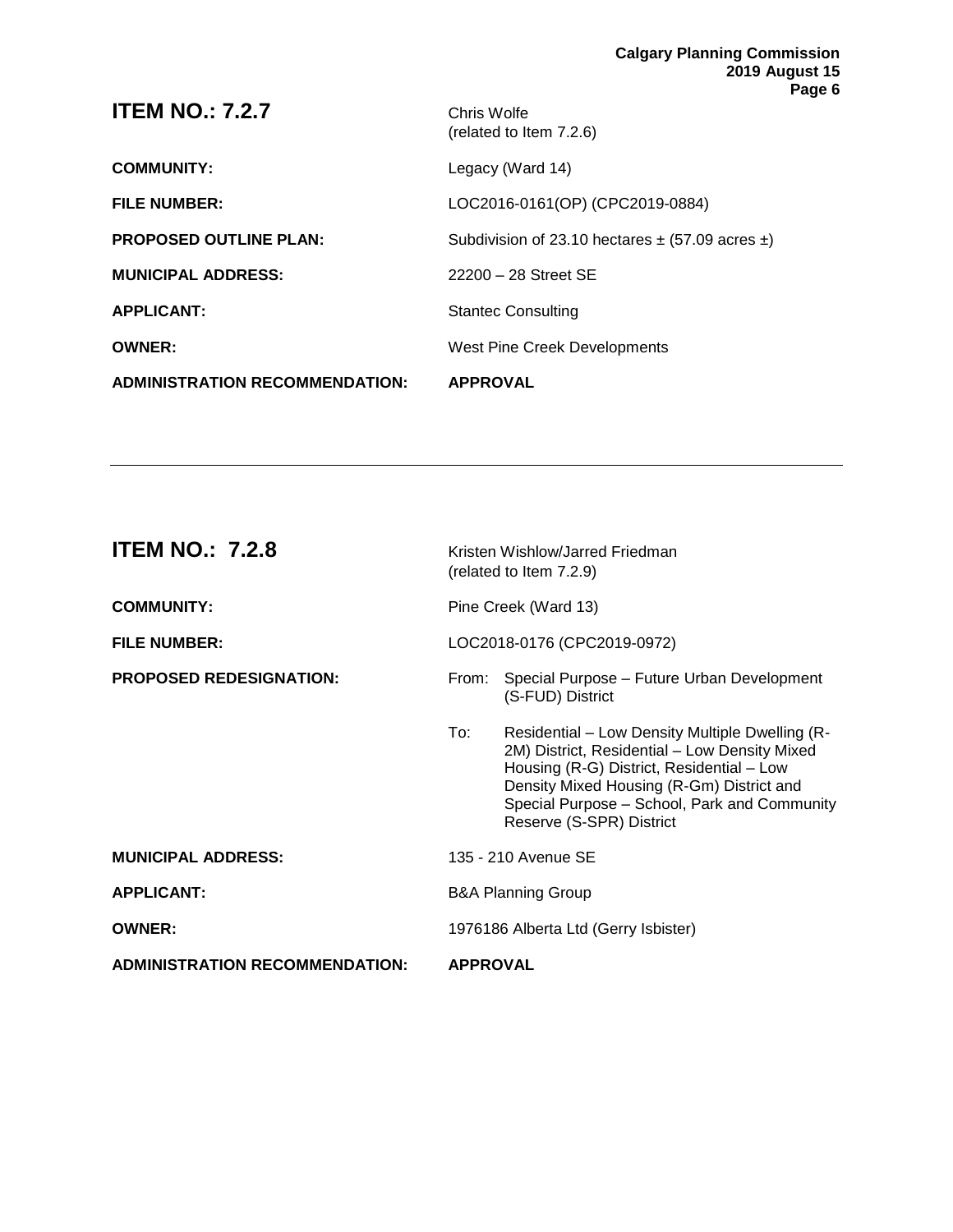## ITEM NO.: 7.2.7

| | |
|---|---|
| | Chris Wolfe<br>(related to Item 7.2.6) |
| **COMMUNITY:** | Legacy (Ward 14) |
| **FILE NUMBER:** | LOC2016-0161(OP) (CPC2019-0884) |
| **PROPOSED OUTLINE PLAN:** | Subdivision of 23.10 hectares ± (57.09 acres ±) |
| **MUNICIPAL ADDRESS:** | 22200 – 28 Street SE |
| **APPLICANT:** | Stantec Consulting |
| **OWNER:** | West Pine Creek Developments |
| **ADMINISTRATION RECOMMENDATION:** | **APPROVAL** |

---

## ITEM NO.: 7.2.8

| | |
|---|---|
| | Kristen Wishlow/Jarred Friedman<br>(related to Item 7.2.9) |
| **COMMUNITY:** | Pine Creek (Ward 13) |
| **FILE NUMBER:** | LOC2018-0176 (CPC2019-0972) |
| **PROPOSED REDESIGNATION:** | From: Special Purpose – Future Urban Development (S-FUD) District<br><br>To: Residential – Low Density Multiple Dwelling (R-2M) District, Residential – Low Density Mixed Housing (R-G) District, Residential – Low Density Mixed Housing (R-Gm) District and Special Purpose – School, Park and Community Reserve (S-SPR) District |
| **MUNICIPAL ADDRESS:** | 135 - 210 Avenue SE |
| **APPLICANT:** | B&A Planning Group |
| **OWNER:** | 1976186 Alberta Ltd (Gerry Isbister) |
| **ADMINISTRATION RECOMMENDATION:** | **APPROVAL** |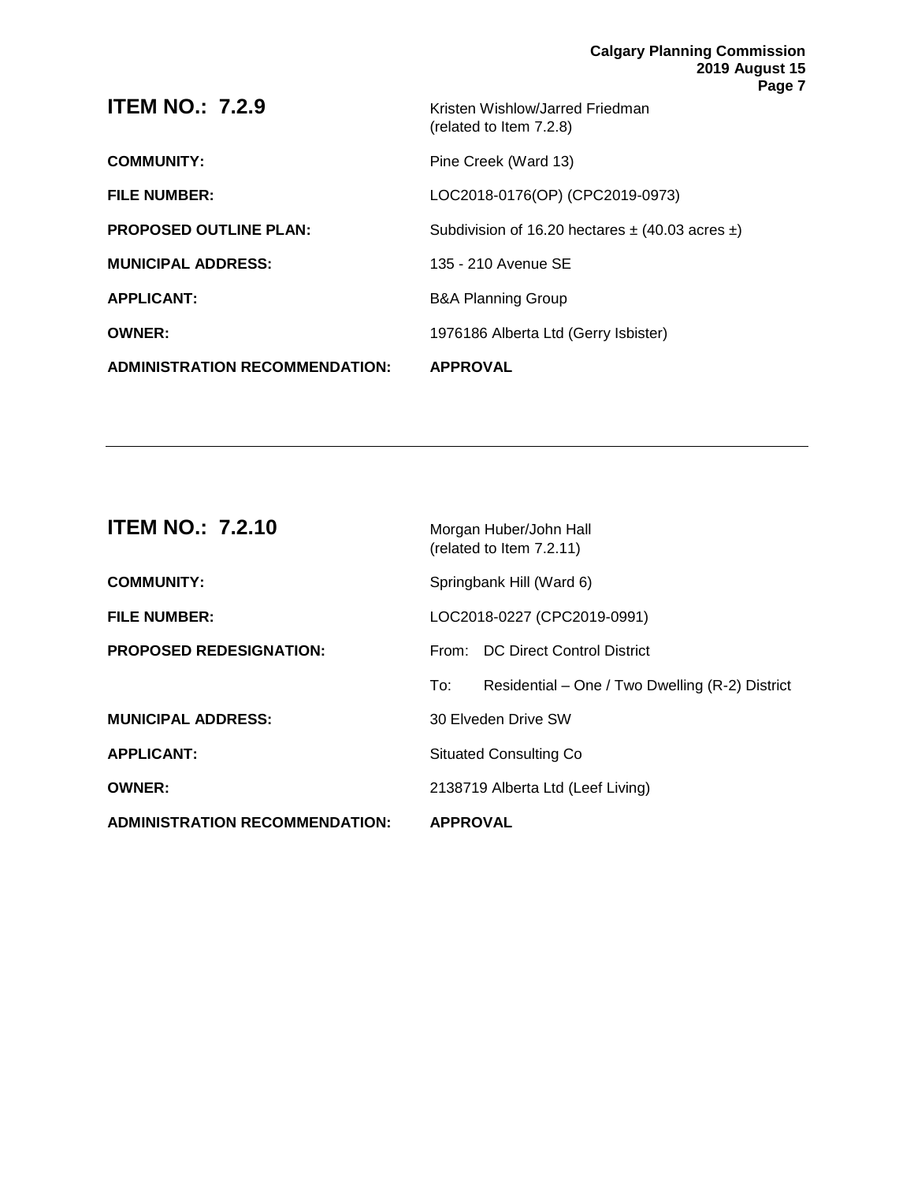## ITEM NO.: 7.2.9

Kristen Wishlow/Jarred Friedman
(related to Item 7.2.8)

**COMMUNITY:** Pine Creek (Ward 13)

**FILE NUMBER:** LOC2018-0176(OP) (CPC2019-0973)

**PROPOSED OUTLINE PLAN:** Subdivision of 16.20 hectares ± (40.03 acres ±)

**MUNICIPAL ADDRESS:** 135 - 210 Avenue SE

**APPLICANT:** B&A Planning Group

**OWNER:** 1976186 Alberta Ltd (Gerry Isbister)

**ADMINISTRATION RECOMMENDATION:** **APPROVAL**

---

## ITEM NO.: 7.2.10

Morgan Huber/John Hall
(related to Item 7.2.11)

**COMMUNITY:** Springbank Hill (Ward 6)

**FILE NUMBER:** LOC2018-0227 (CPC2019-0991)

**PROPOSED REDESIGNATION:**
From: DC Direct Control District
To: Residential – One / Two Dwelling (R-2) District

**MUNICIPAL ADDRESS:** 30 Elveden Drive SW

**APPLICANT:** Situated Consulting Co

**OWNER:** 2138719 Alberta Ltd (Leef Living)

**ADMINISTRATION RECOMMENDATION:** **APPROVAL**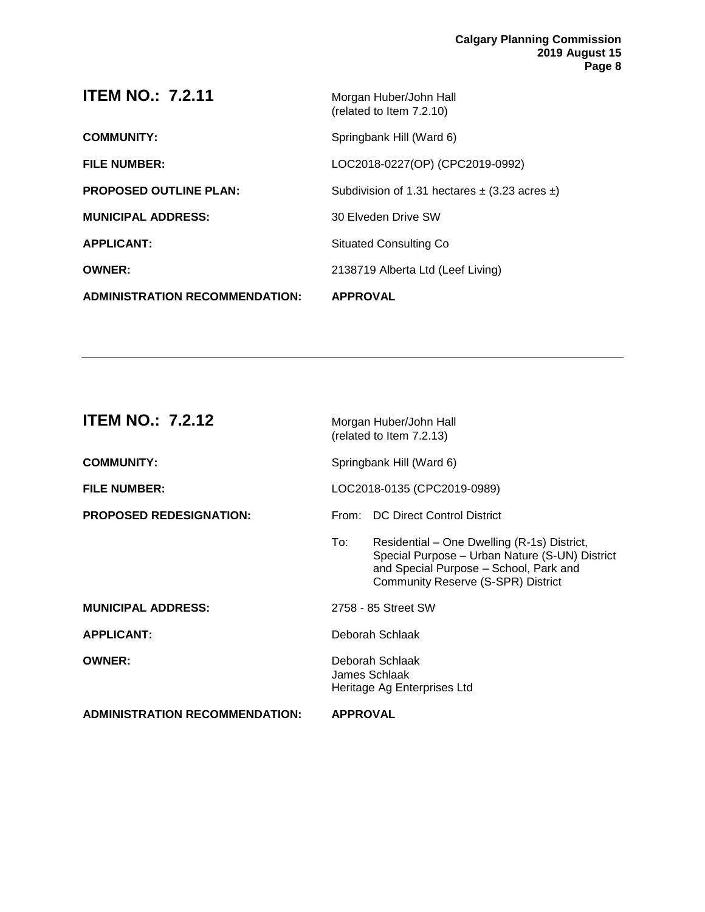## ITEM NO.: 7.2.11

Morgan Huber/John Hall
(related to Item 7.2.10)

**COMMUNITY:** Springbank Hill (Ward 6)

**FILE NUMBER:** LOC2018-0227(OP) (CPC2019-0992)

**PROPOSED OUTLINE PLAN:** Subdivision of 1.31 hectares ± (3.23 acres ±)

**MUNICIPAL ADDRESS:** 30 Elveden Drive SW

**APPLICANT:** Situated Consulting Co

**OWNER:** 2138719 Alberta Ltd (Leef Living)

**ADMINISTRATION RECOMMENDATION:** **APPROVAL**

---

## ITEM NO.: 7.2.12

Morgan Huber/John Hall
(related to Item 7.2.13)

**COMMUNITY:** Springbank Hill (Ward 6)

**FILE NUMBER:** LOC2018-0135 (CPC2019-0989)

**PROPOSED REDESIGNATION:**

From: DC Direct Control District

To: Residential – One Dwelling (R-1s) District, Special Purpose – Urban Nature (S-UN) District and Special Purpose – School, Park and Community Reserve (S-SPR) District

**MUNICIPAL ADDRESS:** 2758 - 85 Street SW

**APPLICANT:** Deborah Schlaak

**OWNER:** Deborah Schlaak
James Schlaak
Heritage Ag Enterprises Ltd

**ADMINISTRATION RECOMMENDATION:** **APPROVAL**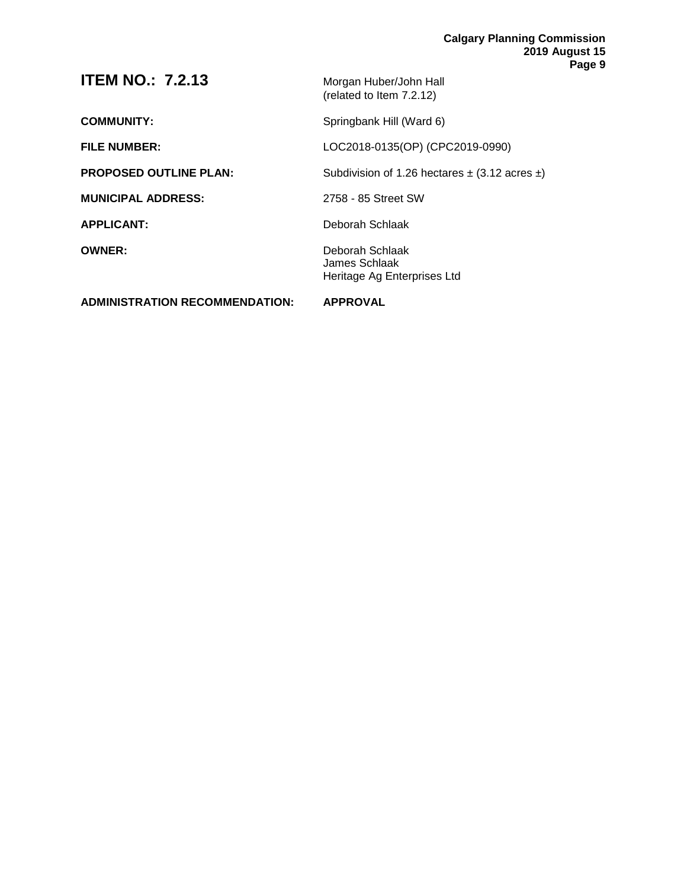## ITEM NO.: 7.2.13

Morgan Huber/John Hall
(related to Item 7.2.12)

**COMMUNITY:** Springbank Hill (Ward 6)

**FILE NUMBER:** LOC2018-0135(OP) (CPC2019-0990)

**PROPOSED OUTLINE PLAN:** Subdivision of 1.26 hectares ± (3.12 acres ±)

**MUNICIPAL ADDRESS:** 2758 - 85 Street SW

**APPLICANT:** Deborah Schlaak

**OWNER:** Deborah Schlaak
James Schlaak
Heritage Ag Enterprises Ltd

**ADMINISTRATION RECOMMENDATION:** **APPROVAL**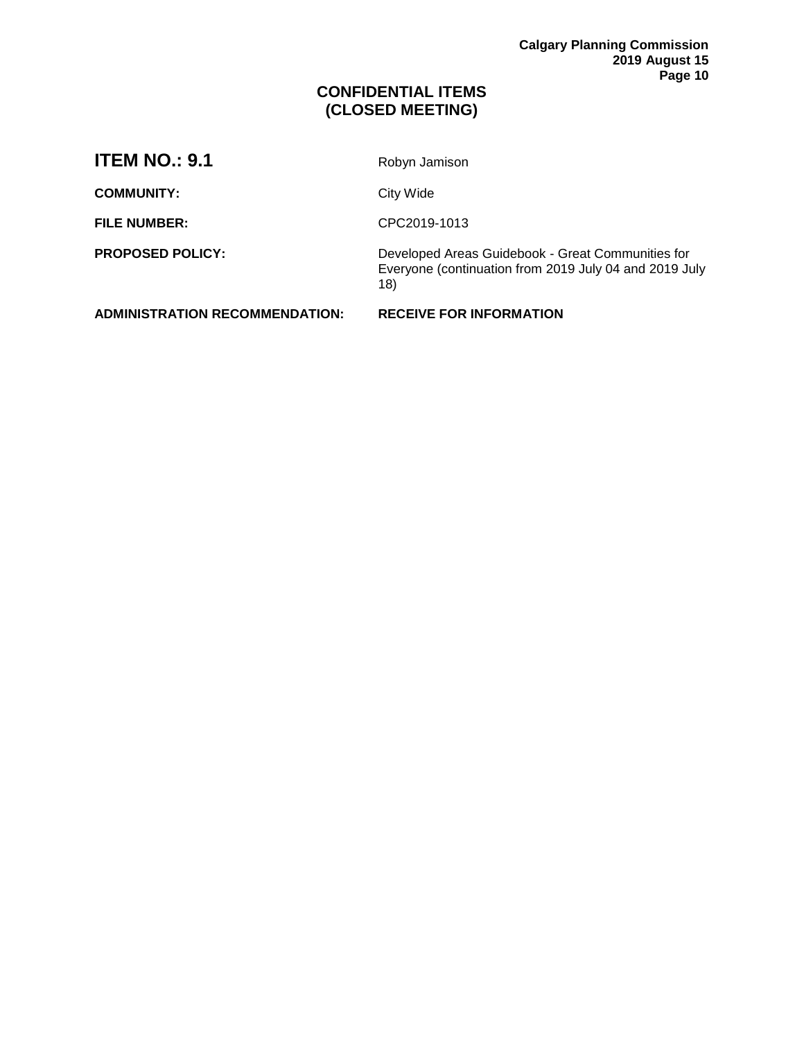# CONFIDENTIAL ITEMS
# (CLOSED MEETING)

| | |
|---|---|
| **ITEM NO.: 9.1** | Robyn Jamison |
| **COMMUNITY:** | City Wide |
| **FILE NUMBER:** | CPC2019-1013 |
| **PROPOSED POLICY:** | Developed Areas Guidebook - Great Communities for Everyone (continuation from 2019 July 04 and 2019 July 18) |
| **ADMINISTRATION RECOMMENDATION:** | **RECEIVE FOR INFORMATION** |